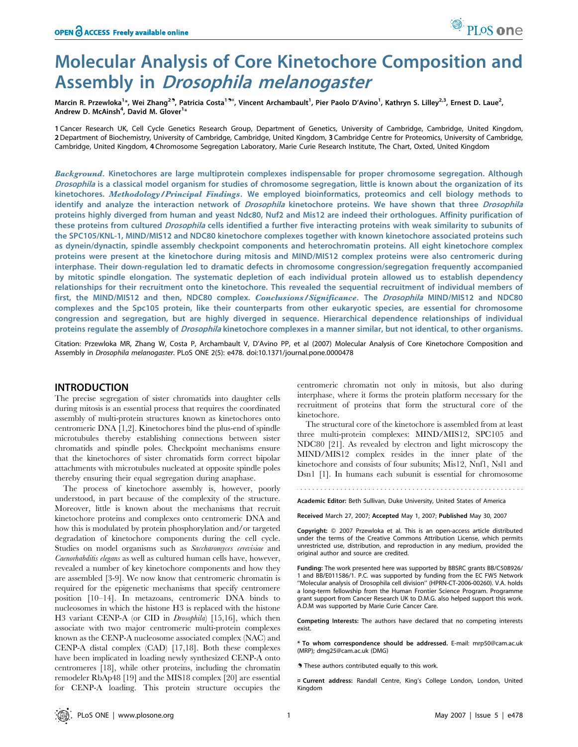# Molecular Analysis of Core Kinetochore Composition and Assembly in *Drosophila melanogaster*

Marcin R. Przewloka[1]*, Wei Zhang[2]⁹, Patricia Costa[1]⁹¤, Vincent Archambault[1], Pier Paolo D'Avino[1], Kathryn S. Lilley[2,3], Ernest D. Laue[2], Andrew D. McAinsh[4], David M. Glover[1]*

1 Cancer Research UK, Cell Cycle Genetics Research Group, Department of Genetics, University of Cambridge, Cambridge, United Kingdom, 2 Department of Biochemistry, University of Cambridge, Cambridge, United Kingdom, 3 Cambridge Centre for Proteomics, University of Cambridge, Cambridge, United Kingdom, 4 Chromosome Segregation Laboratory, Marie Curie Research Institute, The Chart, Oxted, United Kingdom

***Background.*** **Kinetochores are large multiprotein complexes indispensable for proper chromosome segregation. Although *Drosophila* is a classical model organism for studies of chromosome segregation, little is known about the organization of its kinetochores.** ***Methodology/Principal Findings.*** **We employed bioinformatics, proteomics and cell biology methods to identify and analyze the interaction network of *Drosophila* kinetochore proteins. We have shown that three *Drosophila* proteins highly diverged from human and yeast Ndc80, Nuf2 and Mis12 are indeed their orthologues. Affinity purification of these proteins from cultured *Drosophila* cells identified a further five interacting proteins with weak similarity to subunits of the SPC105/KNL-1, MIND/MIS12 and NDC80 kinetochore complexes together with known kinetochore associated proteins such as dynein/dynactin, spindle assembly checkpoint components and heterochromatin proteins. All eight kinetochore complex proteins were present at the kinetochore during mitosis and MIND/MIS12 complex proteins were also centromeric during interphase. Their down-regulation led to dramatic defects in chromosome congression/segregation frequently accompanied by mitotic spindle elongation. The systematic depletion of each individual protein allowed us to establish dependency relationships for their recruitment onto the kinetochore. This revealed the sequential recruitment of individual members of first, the MIND/MIS12 and then, NDC80 complex.** ***Conclusions/Significance.*** **The *Drosophila* MIND/MIS12 and NDC80 complexes and the Spc105 protein, like their counterparts from other eukaryotic species, are essential for chromosome congression and segregation, but are highly diverged in sequence. Hierarchical dependence relationships of individual proteins regulate the assembly of *Drosophila* kinetochore complexes in a manner similar, but not identical, to other organisms.**

Citation: Przewloka MR, Zhang W, Costa P, Archambault V, D'Avino PP, et al (2007) Molecular Analysis of Core Kinetochore Composition and Assembly in *Drosophila melanogaster*. PLoS ONE 2(5): e478. doi:10.1371/journal.pone.0000478

## INTRODUCTION

The precise segregation of sister chromatids into daughter cells during mitosis is an essential process that requires the coordinated assembly of multi-protein structures known as kinetochores onto centromeric DNA [1,2]. Kinetochores bind the plus-end of spindle microtubules thereby establishing connections between sister chromatids and spindle poles. Checkpoint mechanisms ensure that the kinetochores of sister chromatids form correct bipolar attachments with microtubules nucleated at opposite spindle poles thereby ensuring their equal segregation during anaphase.

The process of kinetochore assembly is, however, poorly understood, in part because of the complexity of the structure. Moreover, little is known about the mechanisms that recruit kinetochore proteins and complexes onto centromeric DNA and how this is modulated by protein phosphorylation and/or targeted degradation of kinetochore components during the cell cycle. Studies on model organisms such as *Saccharomyces cerevisiae* and *Caenorhabditis elegans* as well as cultured human cells have, however, revealed a number of key kinetochore components and how they are assembled [3-9]. We now know that centromeric chromatin is required for the epigenetic mechanisms that specify centromere position [10–14]. In metazoans, centromeric DNA binds to nucleosomes in which the histone H3 is replaced with the histone H3 variant CENP-A (or CID in *Drosophila*) [15,16], which then associate with two major centromeric multi-protein complexes known as the CENP-A nucleosome associated complex (NAC) and CENP-A distal complex (CAD) [17,18]. Both these complexes have been implicated in loading newly synthesized CENP-A onto centromeres [18], while other proteins, including the chromatin remodeler RbAp48 [19] and the MIS18 complex [20] are essential for CENP-A loading. This protein structure occupies the centromeric chromatin not only in mitosis, but also during interphase, where it forms the protein platform necessary for the recruitment of proteins that form the structural core of the kinetochore.

The structural core of the kinetochore is assembled from at least three multi-protein complexes: MIND/MIS12, SPC105 and NDC80 [21]. As revealed by electron and light microscopy the MIND/MIS12 complex resides in the inner plate of the kinetochore and consists of four subunits; Mis12, Nnf1, Nsl1 and Dsn1 [1]. In humans each subunit is essential for chromosome

Academic Editor: Beth Sullivan, Duke University, United States of America

Received March 27, 2007; Accepted May 1, 2007; Published May 30, 2007

Copyright: © 2007 Przewloka et al. This is an open-access article distributed under the terms of the Creative Commons Attribution License, which permits unrestricted use, distribution, and reproduction in any medium, provided the original author and source are credited.

Funding: The work presented here was supported by BBSRC grants BB/C508926/1 and BB/E011586/1. P.C. was supported by funding from the EC FW5 Network "Molecular analysis of Drosophila cell division" (HPRN-CT-2006-00260). V.A. holds a long-term fellowship from the Human Frontier Science Program. Programme grant support from Cancer Research UK to D.M.G. also helped support this work. A.D.M was supported by Marie Curie Cancer Care.

Competing Interests: The authors have declared that no competing interests exist.

\* To whom correspondence should be addressed. E-mail: mrp50@cam.ac.uk (MRP); dmg25@cam.ac.uk (DMG)

⁹ These authors contributed equally to this work.

¤ Current address: Randall Centre, King's College London, London, United Kingdom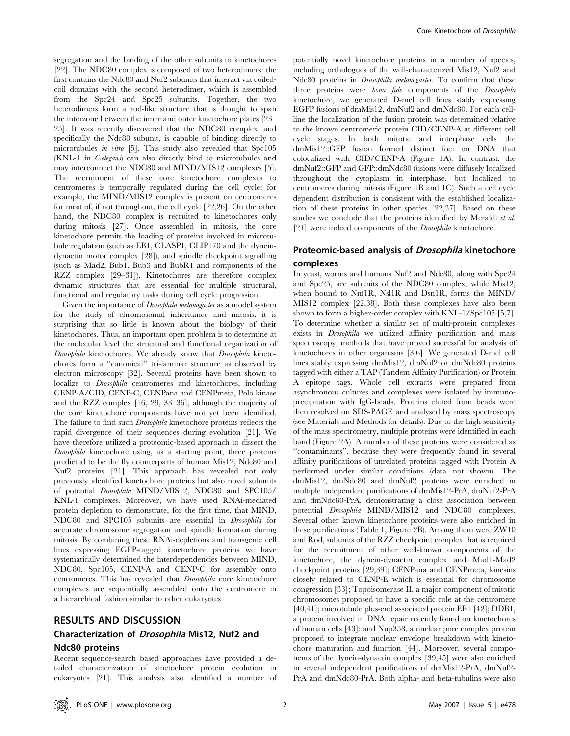segregation and the binding of the other subunits to kinetochores [22]. The NDC80 complex is composed of two heterodimers: the first contains the Ndc80 and Nuf2 subunits that interact via coiled-coil domains with the second heterodimer, which is assembled from the Spc24 and Spc25 subunits. Together, the two heterodimers form a rod-like structure that is thought to span the interzone between the inner and outer kinetochore plates [23–25]. It was recently discovered that the NDC80 complex, and specifically the Ndc80 subunit, is capable of binding directly to microtubules *in vitro* [5]. This study also revealed that Spc105 (KNL-1 in *C.elegans*) can also directly bind to microtubules and may interconnect the NDC80 and MIND/MIS12 complexes [5]. The recruitment of these core kinetochore complexes to centromeres is temporally regulated during the cell cycle: for example, the MIND/MIS12 complex is present on centromeres for most of, if not throughout, the cell cycle [22,26]. On the other hand, the NDC80 complex is recruited to kinetochores only during mitosis [27]. Once assembled in mitosis, the core kinetochore permits the loading of proteins involved in microtubule regulation (such as EB1, CLASP1, CLIP170 and the dynein-dynactin motor complex [28]), and spindle checkpoint signalling (such as Mad2, Bub1, Bub3 and BubR1 and components of the RZZ complex [29–31]). Kinetochores are therefore complex dynamic structures that are essential for multiple structural, functional and regulatory tasks during cell cycle progression.

Given the importance of *Drosophila melanogaster* as a model system for the study of chromosomal inheritance and mitosis, it is surprising that so little is known about the biology of their kinetochores. Thus, an important open problem is to determine at the molecular level the structural and functional organization of *Drosophila* kinetochores. We already know that *Drosophila* kinetochores form a "canonical" tri-laminar structure as observed by electron microscopy [32]. Several proteins have been shown to localize to *Drosophila* centromeres and kinetochores, including CENP-A/CID, CENP-C, CENPana and CENPmeta, Polo kinase and the RZZ complex [16, 29, 33–36], although the majority of the core kinetochore components have not yet been identified. The failure to find such *Drosophila* kinetochore proteins reflects the rapid divergence of their sequences during evolution [21]. We have therefore utilized a proteomic-based approach to dissect the *Drosophila* kinetochore using, as a starting point, three proteins predicted to be the fly counterparts of human Mis12, Ndc80 and Nuf2 proteins [21]. This approach has revealed not only previously identified kinetochore proteins but also novel subunits of potential *Drosophila* MIND/MIS12, NDC80 and SPC105/KNL-1 complexes. Moreover, we have used RNAi-mediated protein depletion to demonstrate, for the first time, that MIND, NDC80 and SPC105 subunits are essential in *Drosophila* for accurate chromosome segregation and spindle formation during mitosis. By combining these RNAi-depletions and transgenic cell lines expressing EGFP-tagged kinetochore proteins we have systematically determined the interdependencies between MIND, NDC80, Spc105, CENP-A and CENP-C for assembly onto centromeres. This has revealed that *Drosophila* core kinetochore complexes are sequentially assembled onto the centromere in a hierarchical fashion similar to other eukaryotes.

## RESULTS AND DISCUSSION

### Characterization of *Drosophila* Mis12, Nuf2 and Ndc80 proteins

Recent sequence-search based approaches have provided a detailed characterization of kinetochore protein evolution in eukaryotes [21]. This analysis also identified a number of potentially novel kinetochore proteins in a number of species, including orthologues of the well-characterized Mis12, Nuf2 and Ndc80 proteins in *Drosophila melanogaster*. To confirm that these three proteins were *bona fide* components of the *Drosophila* kinetochore, we generated D-mel cell lines stably expressing EGFP fusions of dmMis12, dmNuf2 and dmNdc80. For each cell-line the localization of the fusion protein was determined relative to the known centromeric protein CID/CENP-A at different cell cycle stages. In both mitotic and interphase cells the dmMis12::GFP fusion formed distinct foci on DNA that colocalized with CID/CENP-A (Figure 1A). In contrast, the dmNuf2::GFP and GFP::dmNdc80 fusions were diffusely localized throughout the cytoplasm in interphase, but localized to centromeres during mitosis (Figure 1B and 1C). Such a cell cycle dependent distribution is consistent with the established localization of these proteins in other species [22,37]. Based on these studies we conclude that the proteins identified by Meraldi *et al.* [21] were indeed components of the *Drosophila* kinetochore.

### Proteomic-based analysis of *Drosophila* kinetochore complexes

In yeast, worms and humans Nuf2 and Ndc80, along with Spc24 and Spc25, are subunits of the NDC80 complex, while Mis12, when bound to Nnf1R, Nsl1R and Dsn1R, forms the MIND/MIS12 complex [22,38]. Both these complexes have also been shown to form a higher-order complex with KNL-1/Spc105 [5,7]. To determine whether a similar set of multi-protein complexes exists in *Drosophila* we utilized affinity purification and mass spectroscopy, methods that have proved successful for analysis of kinetochores in other organisms [3,6]. We generated D-mel cell lines stably expressing dmMis12, dmNuf2 or dmNdc80 proteins tagged with either a TAP (Tandem Affinity Purification) or Protein A epitope tags. Whole cell extracts were prepared from asynchronous cultures and complexes were isolated by immunoprecipitation with IgG-beads. Proteins eluted from beads were then resolved on SDS-PAGE and analysed by mass spectroscopy (see Materials and Methods for details). Due to the high sensitivity of the mass spectrometry, multiple proteins were identified in each band (Figure 2A). A number of these proteins were considered as "contaminants", because they were frequently found in several affinity purifications of unrelated proteins tagged with Protein A performed under similar conditions (data not shown). The dmMis12, dmNdc80 and dmNuf2 proteins were enriched in multiple independent purifications of dmMis12-PrA, dmNuf2-PrA and dmNdc80-PrA, demonstrating a close association between potential *Drosophila* MIND/MIS12 and NDC80 complexes. Several other known kinetochore proteins were also enriched in these purifications (Table 1, Figure 2B). Among them were ZW10 and Rod, subunits of the RZZ checkpoint complex that is required for the recruitment of other well-known components of the kinetochore, the dynein-dynactin complex and Mad1-Mad2 checkpoint proteins [29,39]; CENPana and CENPmeta, kinesins closely related to CENP-E which is essential for chromosome congression [33]; Topoisomerase II, a major component of mitotic chromosomes proposed to have a specific role at the centromere [40,41]; microtubule plus-end associated protein EB1 [42]; DDB1, a protein involved in DNA repair recently found on kinetochores of human cells [43]; and Nup358, a nuclear pore complex protein proposed to integrate nuclear envelope breakdown with kinetochore maturation and function [44]. Moreover, several components of the dynein-dynactin complex [39,45] were also enriched in several independent purifications of dmMis12-PrA, dmNuf2-PrA and dmNdc80-PrA. Both alpha- and beta-tubulins were also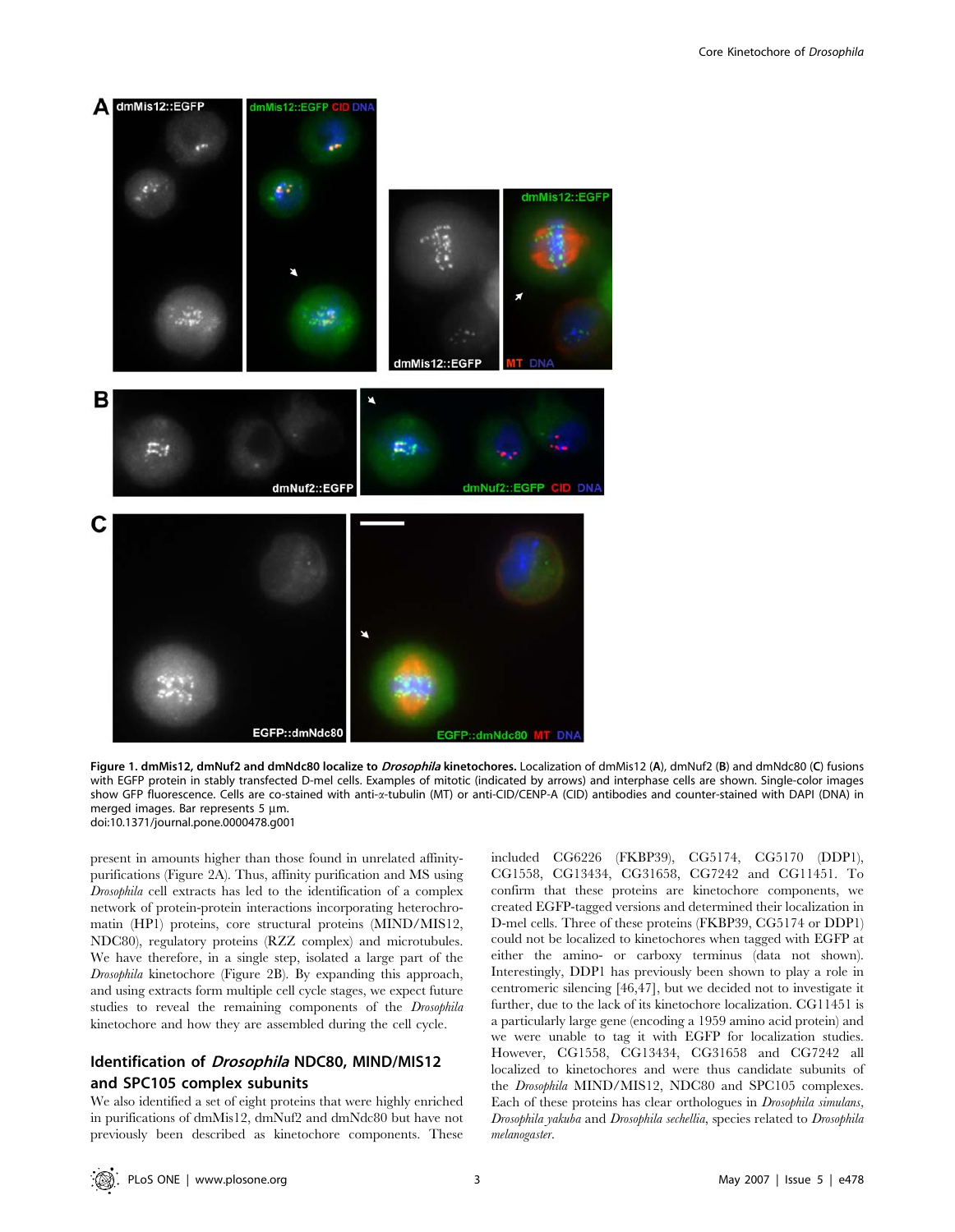**Figure 1. dmMis12, dmNuf2 and dmNdc80 localize to *Drosophila* kinetochores.** Localization of dmMis12 (**A**), dmNuf2 (**B**) and dmNdc80 (**C**) fusions with EGFP protein in stably transfected D-mel cells. Examples of mitotic (indicated by arrows) and interphase cells are shown. Single-color images show GFP fluorescence. Cells are co-stained with anti-α-tubulin (MT) or anti-CID/CENP-A (CID) antibodies and counter-stained with DAPI (DNA) in merged images. Bar represents 5 µm.
doi:10.1371/journal.pone.0000478.g001

present in amounts higher than those found in unrelated affinity-purifications (Figure 2A). Thus, affinity purification and MS using *Drosophila* cell extracts has led to the identification of a complex network of protein-protein interactions incorporating heterochromatin (HP1) proteins, core structural proteins (MIND/MIS12, NDC80), regulatory proteins (RZZ complex) and microtubules. We have therefore, in a single step, isolated a large part of the *Drosophila* kinetochore (Figure 2B). By expanding this approach, and using extracts form multiple cell cycle stages, we expect future studies to reveal the remaining components of the *Drosophila* kinetochore and how they are assembled during the cell cycle.

## Identification of *Drosophila* NDC80, MIND/MIS12 and SPC105 complex subunits

We also identified a set of eight proteins that were highly enriched in purifications of dmMis12, dmNuf2 and dmNdc80 but have not previously been described as kinetochore components. These included CG6226 (FKBP39), CG5174, CG5170 (DDP1), CG1558, CG13434, CG31658, CG7242 and CG11451. To confirm that these proteins are kinetochore components, we created EGFP-tagged versions and determined their localization in D-mel cells. Three of these proteins (FKBP39, CG5174 or DDP1) could not be localized to kinetochores when tagged with EGFP at either the amino- or carboxy terminus (data not shown). Interestingly, DDP1 has previously been shown to play a role in centromeric silencing [46,47], but we decided not to investigate it further, due to the lack of its kinetochore localization. CG11451 is a particularly large gene (encoding a 1959 amino acid protein) and we were unable to tag it with EGFP for localization studies. However, CG1558, CG13434, CG31658 and CG7242 all localized to kinetochores and were thus candidate subunits of the *Drosophila* MIND/MIS12, NDC80 and SPC105 complexes. Each of these proteins has clear orthologues in *Drosophila simulans*, *Drosophila yakuba* and *Drosophila sechellia*, species related to *Drosophila melanogaster*.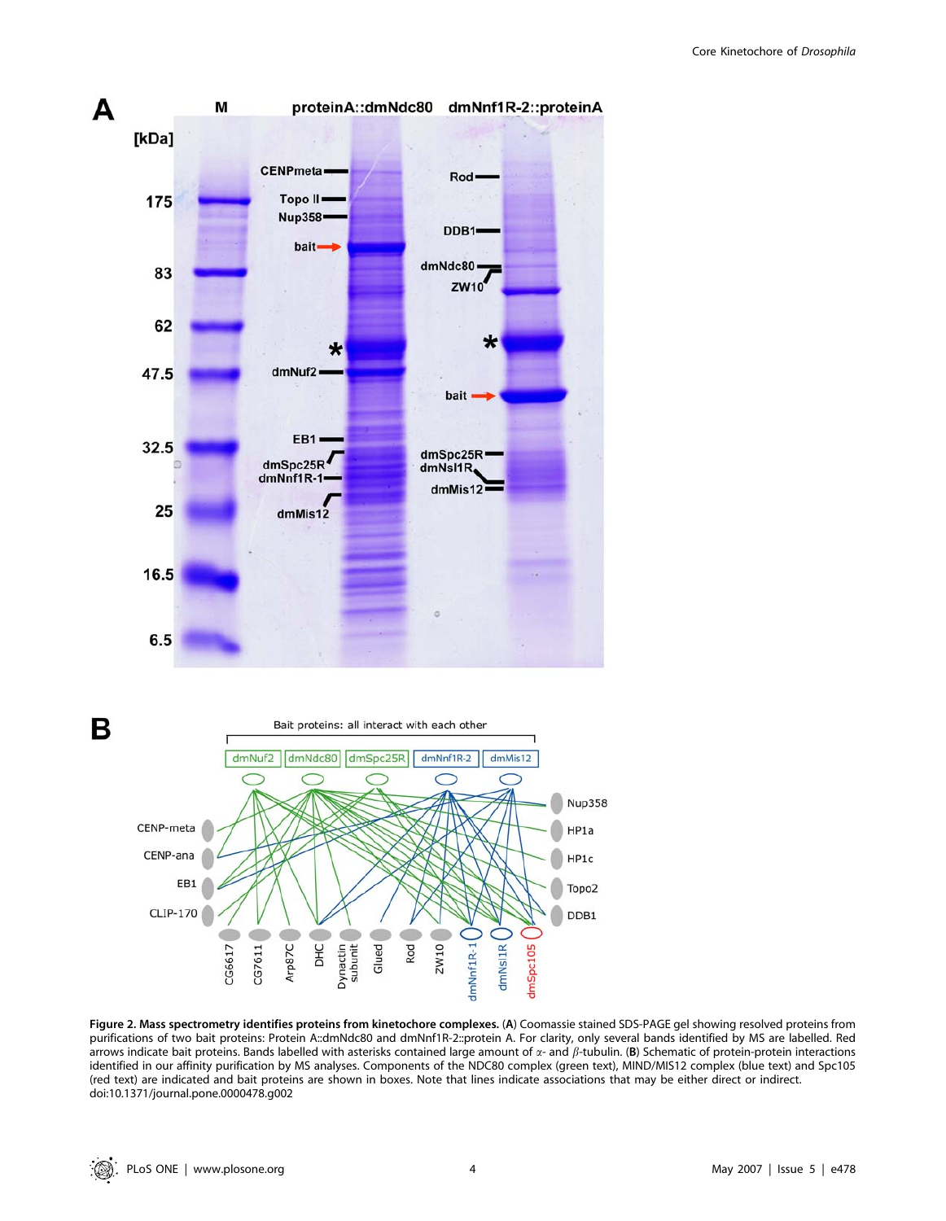**Figure 2. Mass spectrometry identifies proteins from kinetochore complexes.** (**A**) Coomassie stained SDS-PAGE gel showing resolved proteins from purifications of two bait proteins: Protein A::dmNdc80 and dmNnf1R-2::protein A. For clarity, only several bands identified by MS are labelled. Red arrows indicate bait proteins. Bands labelled with asterisks contained large amount of $\alpha$- and $\beta$-tubulin. (**B**) Schematic of protein-protein interactions identified in our affinity purification by MS analyses. Components of the NDC80 complex (green text), MIND/MIS12 complex (blue text) and Spc105 (red text) are indicated and bait proteins are shown in boxes. Note that lines indicate associations that may be either direct or indirect.
doi:10.1371/journal.pone.0000478.g002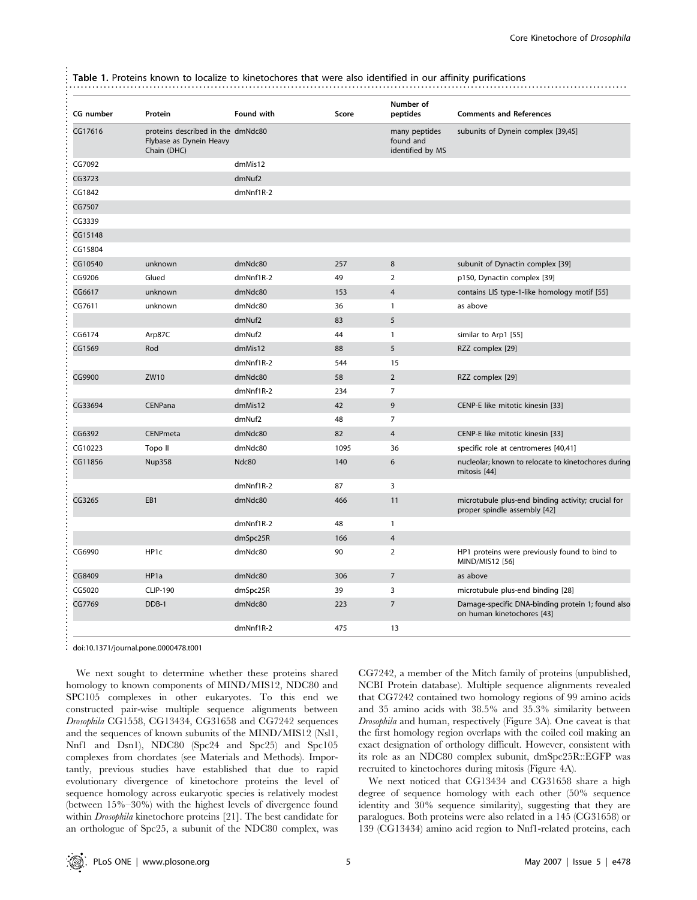**Table 1.** Proteins known to localize to kinetochores that were also identified in our affinity purifications

| CG number | Protein | Found with | Score | Number of peptides | Comments and References |
|---|---|---|---|---|---|
| CG17616 | proteins described in the Flybase as Dynein Heavy Chain (DHC) | dmNdc80 | | many peptides found and identified by MS | subunits of Dynein complex [39,45] |
| CG7092 | | dmMis12 | | | |
| CG3723 | | dmNuf2 | | | |
| CG1842 | | dmNnf1R-2 | | | |
| CG7507 | | | | | |
| CG3339 | | | | | |
| CG15148 | | | | | |
| CG15804 | | | | | |
| CG10540 | unknown | dmNdc80 | 257 | 8 | subunit of Dynactin complex [39] |
| CG9206 | Glued | dmNnf1R-2 | 49 | 2 | p150, Dynactin complex [39] |
| CG6617 | unknown | dmNdc80 | 153 | 4 | contains LIS type-1-like homology motif [55] |
| CG7611 | unknown | dmNdc80 | 36 | 1 | as above |
| | | dmNuf2 | 83 | 5 | |
| CG6174 | Arp87C | dmNuf2 | 44 | 1 | similar to Arp1 [55] |
| CG1569 | Rod | dmMis12 | 88 | 5 | RZZ complex [29] |
| | | dmNnf1R-2 | 544 | 15 | |
| CG9900 | ZW10 | dmNdc80 | 58 | 2 | RZZ complex [29] |
| | | dmNnf1R-2 | 234 | 7 | |
| CG33694 | CENPana | dmMis12 | 42 | 9 | CENP-E like mitotic kinesin [33] |
| | | dmNuf2 | 48 | 7 | |
| CG6392 | CENPmeta | dmNdc80 | 82 | 4 | CENP-E like mitotic kinesin [33] |
| CG10223 | Topo II | dmNdc80 | 1095 | 36 | specific role at centromeres [40,41] |
| CG11856 | Nup358 | Ndc80 | 140 | 6 | nucleolar; known to relocate to kinetochores during mitosis [44] |
| | | dmNnf1R-2 | 87 | 3 | |
| CG3265 | EB1 | dmNdc80 | 466 | 11 | microtubule plus-end binding activity; crucial for proper spindle assembly [42] |
| | | dmNnf1R-2 | 48 | 1 | |
| | | dmSpc25R | 166 | 4 | |
| CG6990 | HP1c | dmNdc80 | 90 | 2 | HP1 proteins were previously found to bind to MIND/MIS12 [56] |
| CG8409 | HP1a | dmNdc80 | 306 | 7 | as above |
| CG5020 | CLIP-190 | dmSpc25R | 39 | 3 | microtubule plus-end binding [28] |
| CG7769 | DDB-1 | dmNdc80 | 223 | 7 | Damage-specific DNA-binding protein 1; found also on human kinetochores [43] |
| | | dmNnf1R-2 | 475 | 13 | |

doi:10.1371/journal.pone.0000478.t001

We next sought to determine whether these proteins shared homology to known components of MIND/MIS12, NDC80 and SPC105 complexes in other eukaryotes. To this end we constructed pair-wise multiple sequence alignments between *Drosophila* CG1558, CG13434, CG31658 and CG7242 sequences and the sequences of known subunits of the MIND/MIS12 (Nsl1, Nnf1 and Dsn1), NDC80 (Spc24 and Spc25) and Spc105 complexes from chordates (see Materials and Methods). Importantly, previous studies have established that due to rapid evolutionary divergence of kinetochore proteins the level of sequence homology across eukaryotic species is relatively modest (between 15%–30%) with the highest levels of divergence found within *Drosophila* kinetochore proteins [21]. The best candidate for an orthologue of Spc25, a subunit of the NDC80 complex, was CG7242, a member of the Mitch family of proteins (unpublished, NCBI Protein database). Multiple sequence alignments revealed that CG7242 contained two homology regions of 99 amino acids and 35 amino acids with 38.5% and 35.3% similarity between *Drosophila* and human, respectively (Figure 3A). One caveat is that the first homology region overlaps with the coiled coil making an exact designation of orthology difficult. However, consistent with its role as an NDC80 complex subunit, dmSpc25R::EGFP was recruited to kinetochores during mitosis (Figure 4A).

We next noticed that CG13434 and CG31658 share a high degree of sequence homology with each other (50% sequence identity and 30% sequence similarity), suggesting that they are paralogues. Both proteins were also related in a 145 (CG31658) or 139 (CG13434) amino acid region to Nnf1-related proteins, each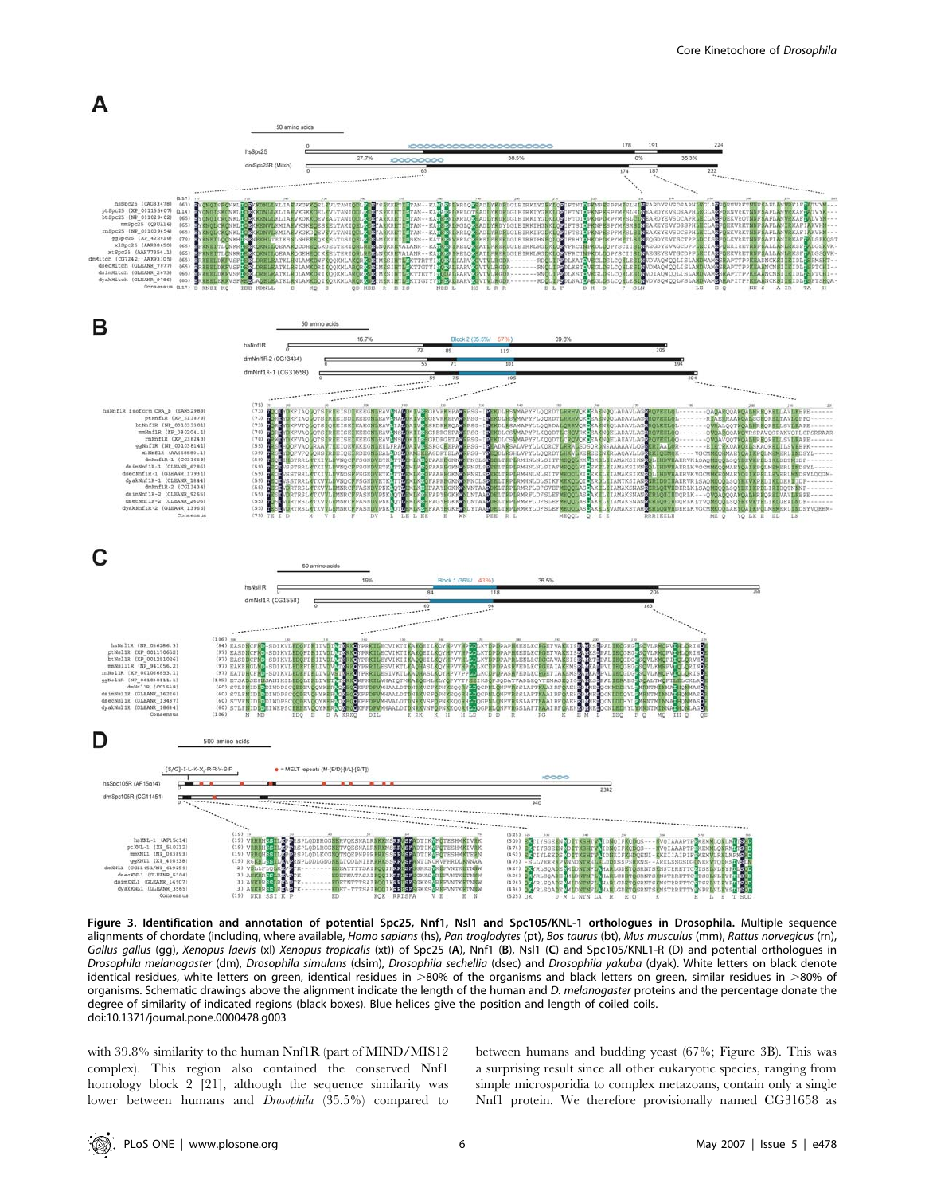**Figure 3. Identification and annotation of potential Spc25, Nnf1, Nsl1 and Spc105/KNL-1 orthologues in Drosophila.** Multiple sequence alignments of chordate (including, where available, *Homo sapians* (hs), *Pan troglodytes* (pt), *Bos taurus* (bt), *Mus musculus* (mm), *Rattus norvegicus* (rn), *Gallus gallus* (gg), *Xenopus laevis* (xl) *Xenopus tropicalis* (xt)) of Spc25 (**A**), Nnf1 (**B**), Nsl1 (**C**) and Spc105/KNL1-R (D) and potential orthologues in *Drosophila melanogaster* (dm), *Drosophila simulans* (dsim), *Drosophila sechellia* (dsec) and *Drosophila yakuba* (dyak). White letters on black denote identical residues, white letters on green, identical residues in >80% of the organisms and black letters on green, similar residues in >80% of organisms. Schematic drawings above the alignment indicate the length of the human and *D. melanogaster* proteins and the percentage donate the degree of similarity of indicated regions (black boxes). Blue helices give the position and length of coiled coils.
doi:10.1371/journal.pone.0000478.g003

with 39.8% similarity to the human Nnf1R (part of MIND/MIS12 complex). This region also contained the conserved Nnf1 homology block 2 [21], although the sequence similarity was lower between humans and *Drosophila* (35.5%) compared to between humans and budding yeast (67%; Figure 3B). This was a surprising result since all other eukaryotic species, ranging from simple microsporidia to complex metazoans, contain only a single Nnf1 protein. We therefore provisionally named CG31658 as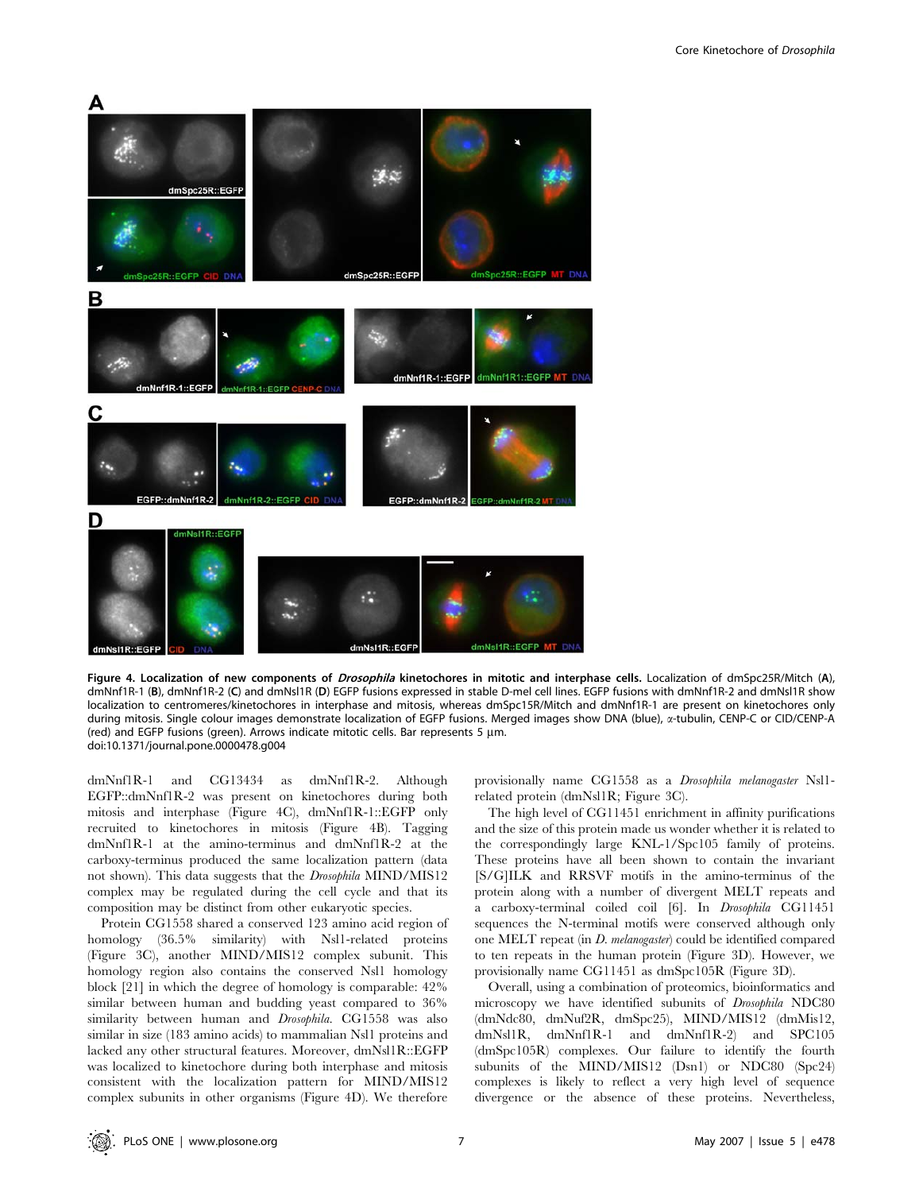**Figure 4. Localization of new components of *Drosophila* kinetochores in mitotic and interphase cells.** Localization of dmSpc25R/Mitch (**A**), dmNnf1R-1 (**B**), dmNnf1R-2 (**C**) and dmNsl1R (**D**) EGFP fusions expressed in stable D-mel cell lines. EGFP fusions with dmNnf1R-2 and dmNsl1R show localization to centromeres/kinetochores in interphase and mitosis, whereas dmSpc15R/Mitch and dmNnf1R-1 are present on kinetochores only during mitosis. Single colour images demonstrate localization of EGFP fusions. Merged images show DNA (blue), α-tubulin, CENP-C or CID/CENP-A (red) and EGFP fusions (green). Arrows indicate mitotic cells. Bar represents 5 µm.
doi:10.1371/journal.pone.0000478.g004

dmNnf1R-1 and CG13434 as dmNnf1R-2. Although EGFP::dmNnf1R-2 was present on kinetochores during both mitosis and interphase (Figure 4C), dmNnf1R-1::EGFP only recruited to kinetochores in mitosis (Figure 4B). Tagging dmNnf1R-1 at the amino-terminus and dmNnf1R-2 at the carboxy-terminus produced the same localization pattern (data not shown). This data suggests that the *Drosophila* MIND/MIS12 complex may be regulated during the cell cycle and that its composition may be distinct from other eukaryotic species.

Protein CG1558 shared a conserved 123 amino acid region of homology (36.5% similarity) with Nsl1-related proteins (Figure 3C), another MIND/MIS12 complex subunit. This homology region also contains the conserved Nsl1 homology block [21] in which the degree of homology is comparable: 42% similar between human and budding yeast compared to 36% similarity between human and *Drosophila*. CG1558 was also similar in size (183 amino acids) to mammalian Nsl1 proteins and lacked any other structural features. Moreover, dmNsl1R::EGFP was localized to kinetochore during both interphase and mitosis consistent with the localization pattern for MIND/MIS12 complex subunits in other organisms (Figure 4D). We therefore provisionally name CG1558 as a *Drosophila melanogaster* Nsl1-related protein (dmNsl1R; Figure 3C).

The high level of CG11451 enrichment in affinity purifications and the size of this protein made us wonder whether it is related to the correspondingly large KNL-1/Spc105 family of proteins. These proteins have all been shown to contain the invariant [S/G]ILK and RRSVF motifs in the amino-terminus of the protein along with a number of divergent MELT repeats and a carboxy-terminal coiled coil [6]. In *Drosophila* CG11451 sequences the N-terminal motifs were conserved although only one MELT repeat (in *D. melanogaster*) could be identified compared to ten repeats in the human protein (Figure 3D). However, we provisionally name CG11451 as dmSpc105R (Figure 3D).

Overall, using a combination of proteomics, bioinformatics and microscopy we have identified subunits of *Drosophila* NDC80 (dmNdc80, dmNuf2R, dmSpc25), MIND/MIS12 (dmMis12, dmNsl1R, dmNnf1R-1 and dmNnf1R-2) and SPC105 (dmSpc105R) complexes. Our failure to identify the fourth subunits of the MIND/MIS12 (Dsn1) or NDC80 (Spc24) complexes is likely to reflect a very high level of sequence divergence or the absence of these proteins. Nevertheless,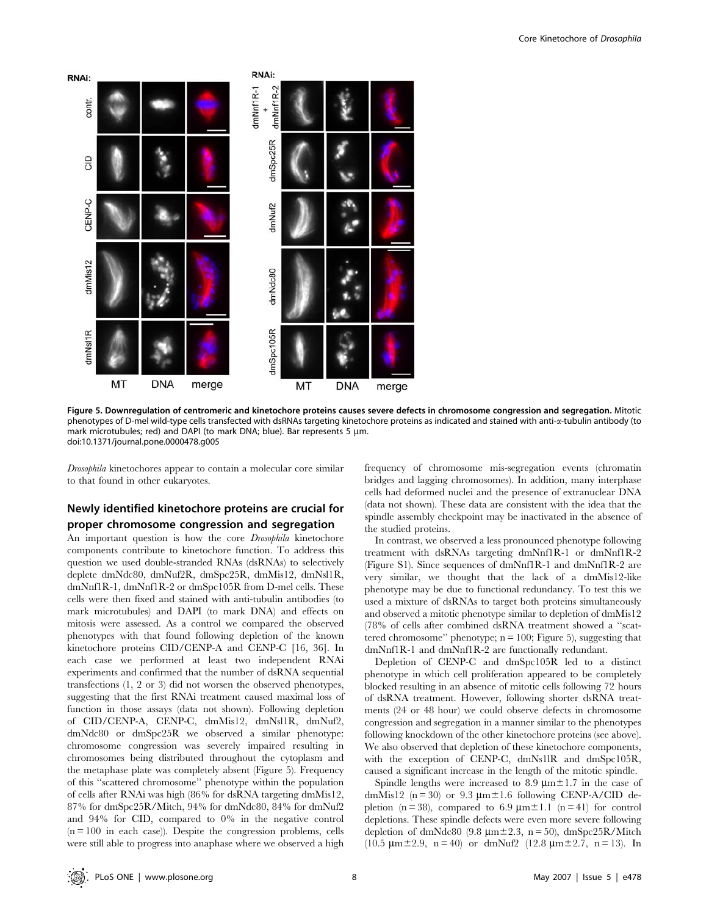**Figure 5. Downregulation of centromeric and kinetochore proteins causes severe defects in chromosome congression and segregation.** Mitotic phenotypes of D-mel wild-type cells transfected with dsRNAs targeting kinetochore proteins as indicated and stained with anti-α-tubulin antibody (to mark microtubules; red) and DAPI (to mark DNA; blue). Bar represents 5 μm.
doi:10.1371/journal.pone.0000478.g005

*Drosophila* kinetochores appear to contain a molecular core similar to that found in other eukaryotes.

## Newly identified kinetochore proteins are crucial for proper chromosome congression and segregation

An important question is how the core *Drosophila* kinetochore components contribute to kinetochore function. To address this question we used double-stranded RNAs (dsRNAs) to selectively deplete dmNdc80, dmNuf2R, dmSpc25R, dmMis12, dmNsl1R, dmNnf1R-1, dmNnf1R-2 or dmSpc105R from D-mel cells. These cells were then fixed and stained with anti-tubulin antibodies (to mark microtubules) and DAPI (to mark DNA) and effects on mitosis were assessed. As a control we compared the observed phenotypes with that found following depletion of the known kinetochore proteins CID/CENP-A and CENP-C [16, 36]. In each case we performed at least two independent RNAi experiments and confirmed that the number of dsRNA sequential transfections (1, 2 or 3) did not worsen the observed phenotypes, suggesting that the first RNAi treatment caused maximal loss of function in those assays (data not shown). Following depletion of CID/CENP-A, CENP-C, dmMis12, dmNsl1R, dmNuf2, dmNdc80 or dmSpc25R we observed a similar phenotype: chromosome congression was severely impaired resulting in chromosomes being distributed throughout the cytoplasm and the metaphase plate was completely absent (Figure 5). Frequency of this "scattered chromosome" phenotype within the population of cells after RNAi was high (86% for dsRNA targeting dmMis12, 87% for dmSpc25R/Mitch, 94% for dmNdc80, 84% for dmNuf2 and 94% for CID, compared to 0% in the negative control (n = 100 in each case)). Despite the congression problems, cells were still able to progress into anaphase where we observed a high frequency of chromosome mis-segregation events (chromatin bridges and lagging chromosomes). In addition, many interphase cells had deformed nuclei and the presence of extranuclear DNA (data not shown). These data are consistent with the idea that the spindle assembly checkpoint may be inactivated in the absence of the studied proteins.

In contrast, we observed a less pronounced phenotype following treatment with dsRNAs targeting dmNnf1R-1 or dmNnf1R-2 (Figure S1). Since sequences of dmNnf1R-1 and dmNnf1R-2 are very similar, we thought that the lack of a dmMis12-like phenotype may be due to functional redundancy. To test this we used a mixture of dsRNAs to target both proteins simultaneously and observed a mitotic phenotype similar to depletion of dmMis12 (78% of cells after combined dsRNA treatment showed a "scattered chromosome" phenotype; n = 100; Figure 5), suggesting that dmNnf1R-1 and dmNnf1R-2 are functionally redundant.

Depletion of CENP-C and dmSpc105R led to a distinct phenotype in which cell proliferation appeared to be completely blocked resulting in an absence of mitotic cells following 72 hours of dsRNA treatment. However, following shorter dsRNA treatments (24 or 48 hour) we could observe defects in chromosome congression and segregation in a manner similar to the phenotypes following knockdown of the other kinetochore proteins (see above). We also observed that depletion of these kinetochore components, with the exception of CENP-C, dmNsl1R and dmSpc105R, caused a significant increase in the length of the mitotic spindle.

Spindle lengths were increased to 8.9 μm±1.7 in the case of dmMis12 (n = 30) or 9.3 μm±1.6 following CENP-A/CID depletion (n = 38), compared to 6.9 μm±1.1 (n = 41) for control depletions. These spindle defects were even more severe following depletion of dmNdc80 (9.8 μm±2.3, n = 50), dmSpc25R/Mitch (10.5 μm±2.9, n = 40) or dmNuf2 (12.8 μm±2.7, n = 13). In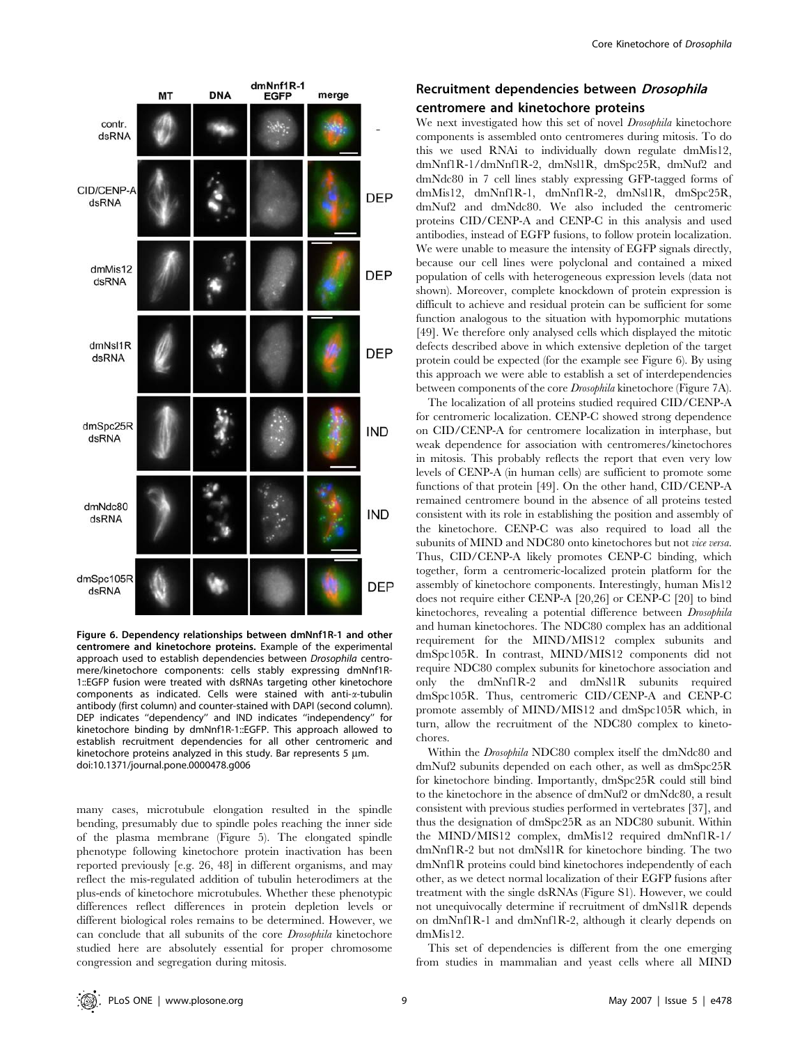**Figure 6. Dependency relationships between dmNnf1R-1 and other centromere and kinetochore proteins.** Example of the experimental approach used to establish dependencies between *Drosophila* centromere/kinetochore components: cells stably expressing dmNnf1R-1::EGFP fusion were treated with dsRNAs targeting other kinetochore components as indicated. Cells were stained with anti-α-tubulin antibody (first column) and counter-stained with DAPI (second column). DEP indicates "dependency" and IND indicates "independency" for kinetochore binding by dmNnf1R-1::EGFP. This approach allowed to establish recruitment dependencies for all other centromeric and kinetochore proteins analyzed in this study. Bar represents 5 µm.
doi:10.1371/journal.pone.0000478.g006

many cases, microtubule elongation resulted in the spindle bending, presumably due to spindle poles reaching the inner side of the plasma membrane (Figure 5). The elongated spindle phenotype following kinetochore protein inactivation has been reported previously [e.g. 26, 48] in different organisms, and may reflect the mis-regulated addition of tubulin heterodimers at the plus-ends of kinetochore microtubules. Whether these phenotypic differences reflect differences in protein depletion levels or different biological roles remains to be determined. However, we can conclude that all subunits of the core *Drosophila* kinetochore studied here are absolutely essential for proper chromosome congression and segregation during mitosis.

## Recruitment dependencies between *Drosophila* centromere and kinetochore proteins

We next investigated how this set of novel *Drosophila* kinetochore components is assembled onto centromeres during mitosis. To do this we used RNAi to individually down regulate dmMis12, dmNnf1R-1/dmNnf1R-2, dmNsl1R, dmSpc25R, dmNuf2 and dmNdc80 in 7 cell lines stably expressing GFP-tagged forms of dmMis12, dmNnf1R-1, dmNnf1R-2, dmNsl1R, dmSpc25R, dmNuf2 and dmNdc80. We also included the centromeric proteins CID/CENP-A and CENP-C in this analysis and used antibodies, instead of EGFP fusions, to follow protein localization. We were unable to measure the intensity of EGFP signals directly, because our cell lines were polyclonal and contained a mixed population of cells with heterogeneous expression levels (data not shown). Moreover, complete knockdown of protein expression is difficult to achieve and residual protein can be sufficient for some function analogous to the situation with hypomorphic mutations [49]. We therefore only analysed cells which displayed the mitotic defects described above in which extensive depletion of the target protein could be expected (for the example see Figure 6). By using this approach we were able to establish a set of interdependencies between components of the core *Drosophila* kinetochore (Figure 7A).

The localization of all proteins studied required CID/CENP-A for centromeric localization. CENP-C showed strong dependence on CID/CENP-A for centromere localization in interphase, but weak dependence for association with centromeres/kinetochores in mitosis. This probably reflects the report that even very low levels of CENP-A (in human cells) are sufficient to promote some functions of that protein [49]. On the other hand, CID/CENP-A remained centromere bound in the absence of all proteins tested consistent with its role in establishing the position and assembly of the kinetochore. CENP-C was also required to load all the subunits of MIND and NDC80 onto kinetochores but not *vice versa*. Thus, CID/CENP-A likely promotes CENP-C binding, which together, form a centromeric-localized protein platform for the assembly of kinetochore components. Interestingly, human Mis12 does not require either CENP-A [20,26] or CENP-C [20] to bind kinetochores, revealing a potential difference between *Drosophila* and human kinetochores. The NDC80 complex has an additional requirement for the MIND/MIS12 complex subunits and dmSpc105R. In contrast, MIND/MIS12 components did not require NDC80 complex subunits for kinetochore association and only the dmNnf1R-2 and dmNsl1R subunits required dmSpc105R. Thus, centromeric CID/CENP-A and CENP-C promote assembly of MIND/MIS12 and dmSpc105R which, in turn, allow the recruitment of the NDC80 complex to kinetochores.

Within the *Drosophila* NDC80 complex itself the dmNdc80 and dmNuf2 subunits depended on each other, as well as dmSpc25R for kinetochore binding. Importantly, dmSpc25R could still bind to the kinetochore in the absence of dmNuf2 or dmNdc80, a result consistent with previous studies performed in vertebrates [37], and thus the designation of dmSpc25R as an NDC80 subunit. Within the MIND/MIS12 complex, dmMis12 required dmNnf1R-1/dmNnf1R-2 but not dmNsl1R for kinetochore binding. The two dmNnf1R proteins could bind kinetochores independently of each other, as we detect normal localization of their EGFP fusions after treatment with the single dsRNAs (Figure S1). However, we could not unequivocally determine if recruitment of dmNsl1R depends on dmNnf1R-1 and dmNnf1R-2, although it clearly depends on dmMis12.

This set of dependencies is different from the one emerging from studies in mammalian and yeast cells where all MIND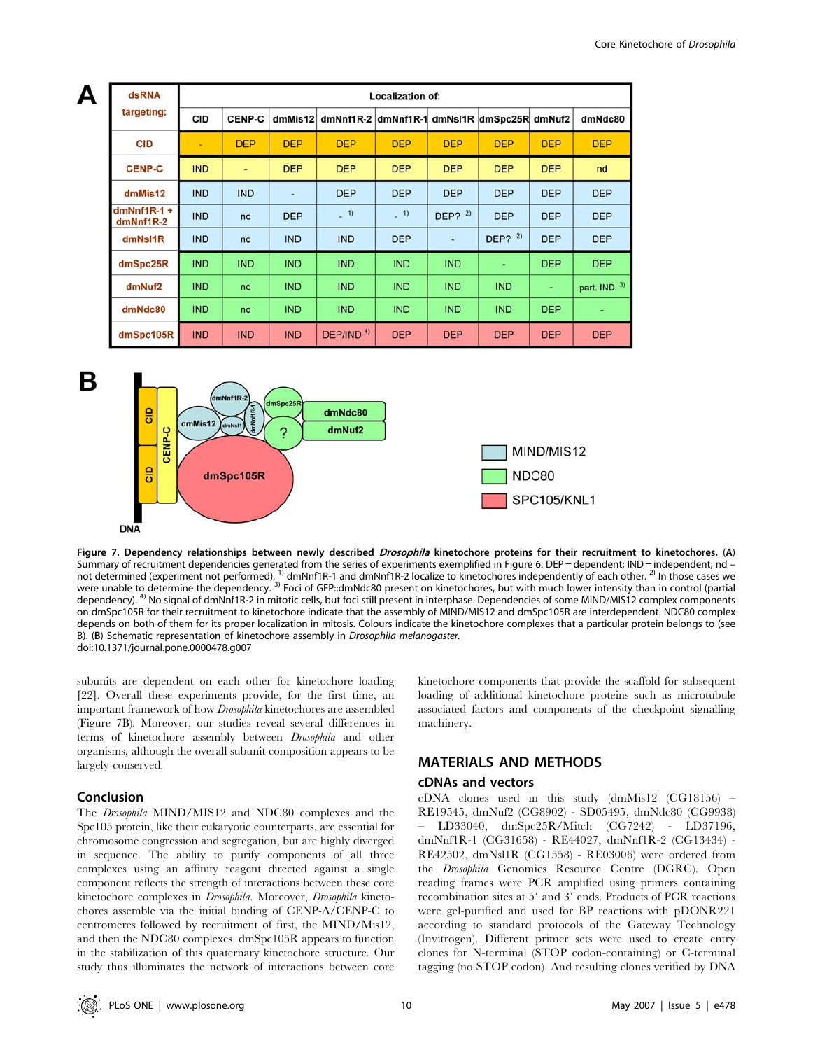**A**

| dsRNA targeting: | Localization of: | | | | | | | | |
|---|---|---|---|---|---|---|---|---|---|
| | CID | CENP-C | dmMis12 | dmNnf1R-2 | dmNnf1R-1 | dmNsl1R | dmSpc25R | dmNuf2 | dmNdc80 |
| CID | - | DEP | DEP | DEP | DEP | DEP | DEP | DEP | DEP |
| CENP-C | IND | - | DEP | DEP | DEP | DEP | DEP | DEP | nd |
| dmMis12 | IND | IND | - | DEP | DEP | DEP | DEP | DEP | DEP |
| dmNnf1R-1 + dmNnf1R-2 | IND | nd | DEP | - [1] | - [1] | DEP? [2] | DEP | DEP | DEP |
| dmNsl1R | IND | nd | IND | IND | DEP | - | DEP? [2] | DEP | DEP |
| dmSpc25R | IND | IND | IND | IND | IND | IND | - | DEP | DEP |
| dmNuf2 | IND | nd | IND | IND | IND | IND | IND | - | part. IND [3] |
| dmNdc80 | IND | nd | IND | IND | IND | IND | IND | DEP | - |
| dmSpc105R | IND | IND | IND | DEP/IND [4] | DEP | DEP | DEP | DEP | DEP |

**B**

Figure 7. Dependency relationships between newly described *Drosophila* kinetochore proteins for their recruitment to kinetochores. (A) Summary of recruitment dependencies generated from the series of experiments exemplified in Figure 6. DEP = dependent; IND = independent; nd – not determined (experiment not performed). [1] dmNnf1R-1 and dmNnf1R-2 localize to kinetochores independently of each other. [2] In those cases we were unable to determine the dependency. [3] Foci of GFP::dmNdc80 present on kinetochores, but with much lower intensity than in control (partial dependency). [4] No signal of dmNnf1R-2 in mitotic cells, but foci still present in interphase. Dependencies of some MIND/MIS12 complex components on dmSpc105R for their recruitment to kinetochore indicate that the assembly of MIND/MIS12 and dmSpc105R are interdependent. NDC80 complex depends on both of them for its proper localization in mitosis. Colours indicate the kinetochore complexes that a particular protein belongs to (see B). (B) Schematic representation of kinetochore assembly in *Drosophila melanogaster*.
doi:10.1371/journal.pone.0000478.g007

subunits are dependent on each other for kinetochore loading [22]. Overall these experiments provide, for the first time, an important framework of how *Drosophila* kinetochores are assembled (Figure 7B). Moreover, our studies reveal several differences in terms of kinetochore assembly between *Drosophila* and other organisms, although the overall subunit composition appears to be largely conserved.

## Conclusion

The *Drosophila* MIND/MIS12 and NDC80 complexes and the Spc105 protein, like their eukaryotic counterparts, are essential for chromosome congression and segregation, but are highly diverged in sequence. The ability to purify components of all three complexes using an affinity reagent directed against a single component reflects the strength of interactions between these core kinetochore complexes in *Drosophila*. Moreover, *Drosophila* kinetochores assemble via the initial binding of CENP-A/CENP-C to centromeres followed by recruitment of first, the MIND/Mis12, and then the NDC80 complexes. dmSpc105R appears to function in the stabilization of this quaternary kinetochore structure. Our study thus illuminates the network of interactions between core kinetochore components that provide the scaffold for subsequent loading of additional kinetochore proteins such as microtubule associated factors and components of the checkpoint signalling machinery.

# MATERIALS AND METHODS

## cDNAs and vectors

cDNA clones used in this study (dmMis12 (CG18156) – RE19545, dmNuf2 (CG8902) - SD05495, dmNdc80 (CG9938) – LD33040, dmSpc25R/Mitch (CG7242) - LD37196, dmNnf1R-1 (CG31658) - RE44027, dmNnf1R-2 (CG13434) - RE42502, dmNsl1R (CG1558) - RE03006) were ordered from the *Drosophila* Genomics Resource Centre (DGRC). Open reading frames were PCR amplified using primers containing recombination sites at 5′ and 3′ ends. Products of PCR reactions were gel-purified and used for BP reactions with pDONR221 according to standard protocols of the Gateway Technology (Invitrogen). Different primer sets were used to create entry clones for N-terminal (STOP codon-containing) or C-terminal tagging (no STOP codon). And resulting clones verified by DNA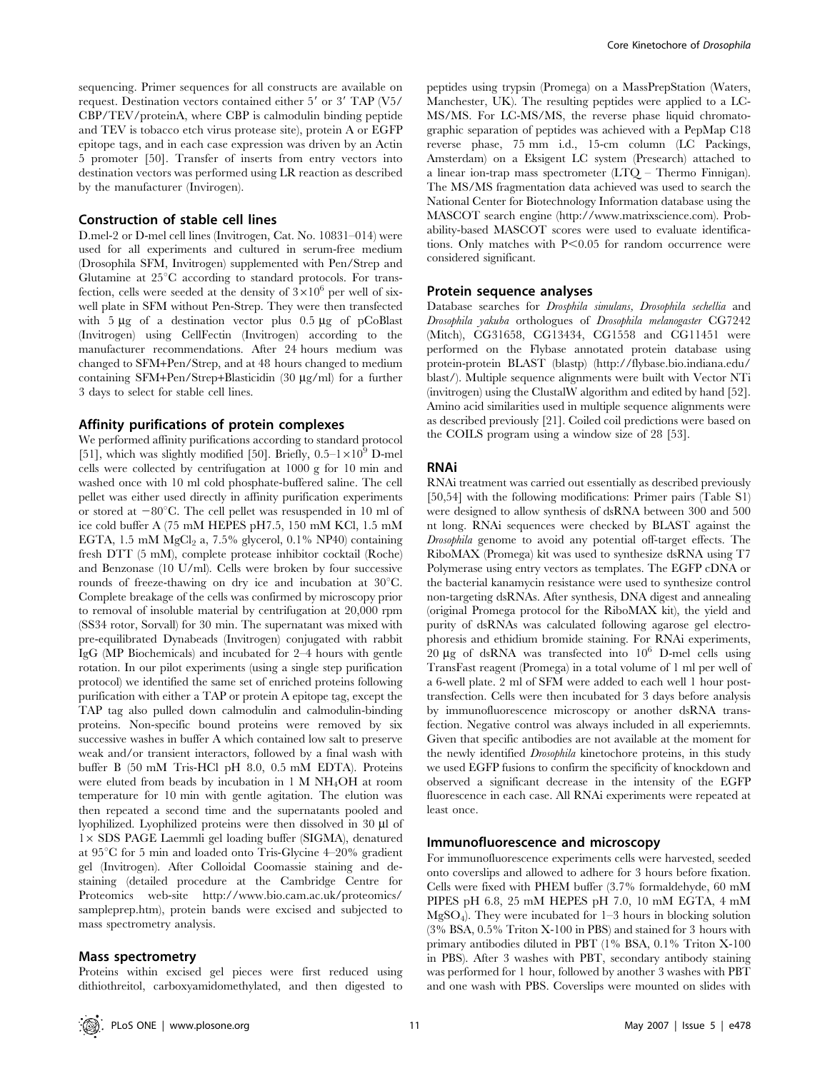sequencing. Primer sequences for all constructs are available on request. Destination vectors contained either 5′ or 3′ TAP (V5/CBP/TEV/proteinA, where CBP is calmodulin binding peptide and TEV is tobacco etch virus protease site), protein A or EGFP epitope tags, and in each case expression was driven by an Actin 5 promoter [50]. Transfer of inserts from entry vectors into destination vectors was performed using LR reaction as described by the manufacturer (Invirogen).

## Construction of stable cell lines

D.mel-2 or D-mel cell lines (Invitrogen, Cat. No. 10831–014) were used for all experiments and cultured in serum-free medium (Drosophila SFM, Invitrogen) supplemented with Pen/Strep and Glutamine at 25°C according to standard protocols. For transfection, cells were seeded at the density of $3\times10^6$ per well of six-well plate in SFM without Pen-Strep. They were then transfected with 5 µg of a destination vector plus 0.5 µg of pCoBlast (Invitrogen) using CellFectin (Invitrogen) according to the manufacturer recommendations. After 24 hours medium was changed to SFM+Pen/Strep, and at 48 hours changed to medium containing SFM+Pen/Strep+Blasticidin (30 µg/ml) for a further 3 days to select for stable cell lines.

## Affinity purifications of protein complexes

We performed affinity purifications according to standard protocol [51], which was slightly modified [50]. Briefly, $0.5–1\times10^9$ D-mel cells were collected by centrifugation at 1000 g for 10 min and washed once with 10 ml cold phosphate-buffered saline. The cell pellet was either used directly in affinity purification experiments or stored at −80°C. The cell pellet was resuspended in 10 ml of ice cold buffer A (75 mM HEPES pH7.5, 150 mM KCl, 1.5 mM EGTA, 1.5 mM $MgCl_2$ a, 7.5% glycerol, 0.1% NP40) containing fresh DTT (5 mM), complete protease inhibitor cocktail (Roche) and Benzonase (10 U/ml). Cells were broken by four successive rounds of freeze-thawing on dry ice and incubation at 30°C. Complete breakage of the cells was confirmed by microscopy prior to removal of insoluble material by centrifugation at 20,000 rpm (SS34 rotor, Sorvall) for 30 min. The supernatant was mixed with pre-equilibrated Dynabeads (Invitrogen) conjugated with rabbit IgG (MP Biochemicals) and incubated for 2–4 hours with gentle rotation. In our pilot experiments (using a single step purification protocol) we identified the same set of enriched proteins following purification with either a TAP or protein A epitope tag, except the TAP tag also pulled down calmodulin and calmodulin-binding proteins. Non-specific bound proteins were removed by six successive washes in buffer A which contained low salt to preserve weak and/or transient interactors, followed by a final wash with buffer B (50 mM Tris-HCl pH 8.0, 0.5 mM EDTA). Proteins were eluted from beads by incubation in 1 M $NH_4OH$ at room temperature for 10 min with gentle agitation. The elution was then repeated a second time and the supernatants pooled and lyophilized. Lyophilized proteins were then dissolved in 30 µl of 1× SDS PAGE Laemmli gel loading buffer (SIGMA), denatured at 95°C for 5 min and loaded onto Tris-Glycine 4–20% gradient gel (Invitrogen). After Colloidal Coomassie staining and destaining (detailed procedure at the Cambridge Centre for Proteomics web-site http://www.bio.cam.ac.uk/proteomics/sampleprep.htm), protein bands were excised and subjected to mass spectrometry analysis.

## Mass spectrometry

Proteins within excised gel pieces were first reduced using dithiothreitol, carboxyamidomethylated, and then digested to peptides using trypsin (Promega) on a MassPrepStation (Waters, Manchester, UK). The resulting peptides were applied to a LC-MS/MS. For LC-MS/MS, the reverse phase liquid chromatographic separation of peptides was achieved with a PepMap C18 reverse phase, 75 mm i.d., 15-cm column (LC Packings, Amsterdam) on a Eksigent LC system (Presearch) attached to a linear ion-trap mass spectrometer (LTQ – Thermo Finnigan). The MS/MS fragmentation data achieved was used to search the National Center for Biotechnology Information database using the MASCOT search engine (http://www.matrixscience.com). Probability-based MASCOT scores were used to evaluate identifications. Only matches with $P<0.05$ for random occurrence were considered significant.

## Protein sequence analyses

Database searches for *Drosphila simulans, Drosophila sechellia* and *Drosophila yakuba* orthologues of *Drosophila melanogaster* CG7242 (Mitch), CG31658, CG13434, CG1558 and CG11451 were performed on the Flybase annotated protein database using protein-protein BLAST (blastp) (http://flybase.bio.indiana.edu/blast/). Multiple sequence alignments were built with Vector NTi (invitrogen) using the ClustalW algorithm and edited by hand [52]. Amino acid similarities used in multiple sequence alignments were as described previously [21]. Coiled coil predictions were based on the COILS program using a window size of 28 [53].

## RNAi

RNAi treatment was carried out essentially as described previously [50,54] with the following modifications: Primer pairs (Table S1) were designed to allow synthesis of dsRNA between 300 and 500 nt long. RNAi sequences were checked by BLAST against the *Drosophila* genome to avoid any potential off-target effects. The RiboMAX (Promega) kit was used to synthesize dsRNA using T7 Polymerase using entry vectors as templates. The EGFP cDNA or the bacterial kanamycin resistance were used to synthesize control non-targeting dsRNAs. After synthesis, DNA digest and annealing (original Promega protocol for the RiboMAX kit), the yield and purity of dsRNAs was calculated following agarose gel electrophoresis and ethidium bromide staining. For RNAi experiments, 20 µg of dsRNA was transfected into $10^6$ D-mel cells using TransFast reagent (Promega) in a total volume of 1 ml per well of a 6-well plate. 2 ml of SFM were added to each well 1 hour post-transfection. Cells were then incubated for 3 days before analysis by immunofluorescence microscopy or another dsRNA transfection. Negative control was always included in all experiemnts. Given that specific antibodies are not available at the moment for the newly identified *Drosophila* kinetochore proteins, in this study we used EGFP fusions to confirm the specificity of knockdown and observed a significant decrease in the intensity of the EGFP fluorescence in each case. All RNAi experiments were repeated at least once.

## Immunofluorescence and microscopy

For immunofluorescence experiments cells were harvested, seeded onto coverslips and allowed to adhere for 3 hours before fixation. Cells were fixed with PHEM buffer (3.7% formaldehyde, 60 mM PIPES pH 6.8, 25 mM HEPES pH 7.0, 10 mM EGTA, 4 mM $MgSO_4$). They were incubated for 1–3 hours in blocking solution (3% BSA, 0.5% Triton X-100 in PBS) and stained for 3 hours with primary antibodies diluted in PBT (1% BSA, 0.1% Triton X-100 in PBS). After 3 washes with PBT, secondary antibody staining was performed for 1 hour, followed by another 3 washes with PBT and one wash with PBS. Coverslips were mounted on slides with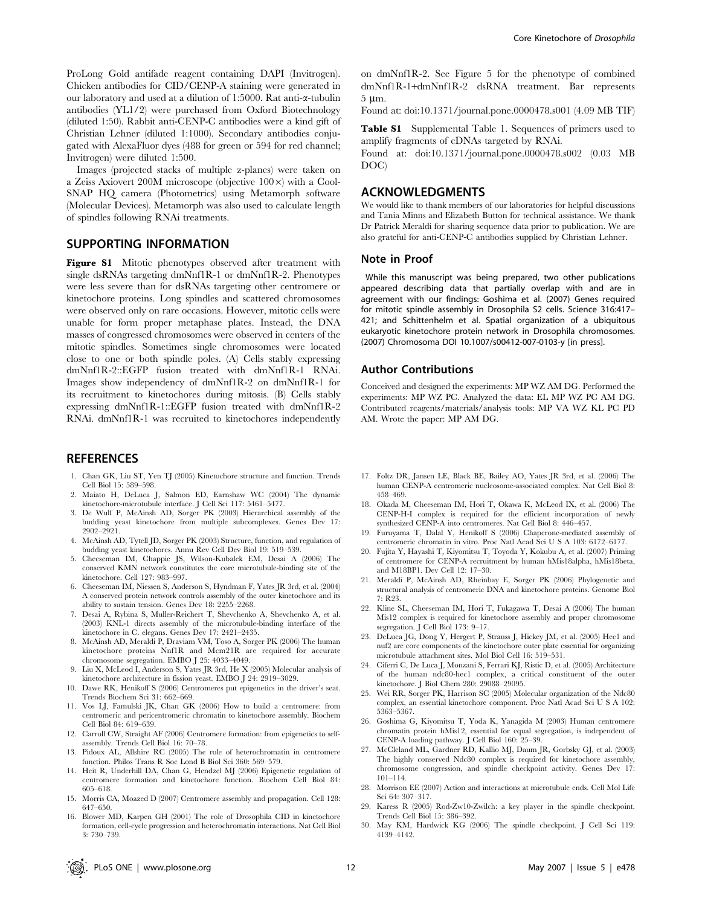ProLong Gold antifade reagent containing DAPI (Invitrogen). Chicken antibodies for CID/CENP-A staining were generated in our laboratory and used at a dilution of 1:5000. Rat anti-α-tubulin antibodies (YL1/2) were purchased from Oxford Biotechnology (diluted 1:50). Rabbit anti-CENP-C antibodies were a kind gift of Christian Lehner (diluted 1:1000). Secondary antibodies conjugated with AlexaFluor dyes (488 for green or 594 for red channel; Invitrogen) were diluted 1:500.

Images (projected stacks of multiple z-planes) were taken on a Zeiss Axiovert 200M microscope (objective 100×) with a CoolSNAP HQ camera (Photometrics) using Metamorph software (Molecular Devices). Metamorph was also used to calculate length of spindles following RNAi treatments.

## SUPPORTING INFORMATION

**Figure S1** Mitotic phenotypes observed after treatment with single dsRNAs targeting dmNnf1R-1 or dmNnf1R-2. Phenotypes were less severe than for dsRNAs targeting other centromere or kinetochore proteins. Long spindles and scattered chromosomes were observed only on rare occasions. However, mitotic cells were unable for form proper metaphase plates. Instead, the DNA masses of congressed chromosomes were observed in centers of the mitotic spindles. Sometimes single chromosomes were located close to one or both spindle poles. (A) Cells stably expressing dmNnf1R-2::EGFP fusion treated with dmNnf1R-1 RNAi. Images show independency of dmNnf1R-2 on dmNnf1R-1 for its recruitment to kinetochores during mitosis. (B) Cells stably expressing dmNnf1R-1::EGFP fusion treated with dmNnf1R-2 RNAi. dmNnf1R-1 was recruited to kinetochores independently on dmNnf1R-2. See Figure 5 for the phenotype of combined dmNnf1R-1+dmNnf1R-2 dsRNA treatment. Bar represents 5 μm.

Found at: doi:10.1371/journal.pone.0000478.s001 (4.09 MB TIF)

**Table S1** Supplemental Table 1. Sequences of primers used to amplify fragments of cDNAs targeted by RNAi.

Found at: doi:10.1371/journal.pone.0000478.s002 (0.03 MB DOC)

## ACKNOWLEDGMENTS

We would like to thank members of our laboratories for helpful discussions and Tania Minns and Elizabeth Button for technical assistance. We thank Dr Patrick Meraldi for sharing sequence data prior to publication. We are also grateful for anti-CENP-C antibodies supplied by Christian Lehner.

### Note in Proof

While this manuscript was being prepared, two other publications appeared describing data that partially overlap with and are in agreement with our findings: Goshima et al. (2007) Genes required for mitotic spindle assembly in Drosophila S2 cells. Science 316:417–421; and Schittenhelm et al. Spatial organization of a ubiquitous eukaryotic kinetochore protein network in Drosophila chromosomes. (2007) Chromosoma DOI 10.1007/s00412-007-0103-y [in press].

### Author Contributions

Conceived and designed the experiments: MP WZ AM DG. Performed the experiments: MP WZ PC. Analyzed the data: EL MP WZ PC AM DG. Contributed reagents/materials/analysis tools: MP VA WZ KL PC PD AM. Wrote the paper: MP AM DG.

## REFERENCES

1. Chan GK, Liu ST, Yen TJ (2005) Kinetochore structure and function. Trends Cell Biol 15: 589–598.
2. Maiato H, DeLuca J, Salmon ED, Earnshaw WC (2004) The dynamic kinetochore-microtubule interface. J Cell Sci 117: 5461–5477.
3. De Wulf P, McAinsh AD, Sorger PK (2003) Hierarchical assembly of the budding yeast kinetochore from multiple subcomplexes. Genes Dev 17: 2902–2921.
4. McAinsh AD, Tytell JD, Sorger PK (2003) Structure, function, and regulation of budding yeast kinetochores. Annu Rev Cell Dev Biol 19: 519–539.
5. Cheeseman IM, Chappie JS, Wilson-Kubalek EM, Desai A (2006) The conserved KMN network constitutes the core microtubule-binding site of the kinetochore. Cell 127: 983–997.
6. Cheeseman IM, Niessen S, Anderson S, Hyndman F, Yates JR 3rd, et al. (2004) A conserved protein network controls assembly of the outer kinetochore and its ability to sustain tension. Genes Dev 18: 2255–2268.
7. Desai A, Rybina S, Muller-Reichert T, Shevchenko A, Shevchenko A, et al. (2003) KNL-1 directs assembly of the microtubule-binding interface of the kinetochore in C. elegans. Genes Dev 17: 2421–2435.
8. McAinsh AD, Meraldi P, Draviam VM, Toso A, Sorger PK (2006) The human kinetochore proteins Nnf1R and Mcm21R are required for accurate chromosome segregation. EMBO J 25: 4033–4049.
9. Liu X, McLeod I, Anderson S, Yates JR 3rd, He X (2005) Molecular analysis of kinetochore architecture in fission yeast. EMBO J 24: 2919–3029.
10. Dawe RK, Henikoff S (2006) Centromeres put epigenetics in the driver's seat. Trends Biochem Sci 31: 662–669.
11. Vos LJ, Famulski JK, Chan GK (2006) How to build a centromere: from centromeric and pericentromeric chromatin to kinetochore assembly. Biochem Cell Biol 84: 619–639.
12. Carroll CW, Straight AF (2006) Centromere formation: from epigenetics to self-assembly. Trends Cell Biol 16: 70–78.
13. Pidoux AL, Allshire RC (2005) The role of heterochromatin in centromere function. Philos Trans R Soc Lond B Biol Sci 360: 569–579.
14. Heit R, Underhill DA, Chan G, Hendzel MJ (2006) Epigenetic regulation of centromere formation and kinetochore function. Biochem Cell Biol 84: 605–618.
15. Morris CA, Moazed D (2007) Centromere assembly and propagation. Cell 128: 647–650.
16. Blower MD, Karpen GH (2001) The role of Drosophila CID in kinetochore formation, cell-cycle progression and heterochromatin interactions. Nat Cell Biol 3: 730–739.
17. Foltz DR, Jansen LE, Black BE, Bailey AO, Yates JR 3rd, et al. (2006) The human CENP-A centromeric nucleosome-associated complex. Nat Cell Biol 8: 458–469.
18. Okada M, Cheeseman IM, Hori T, Okawa K, McLeod IX, et al. (2006) The CENP-H-I complex is required for the efficient incorporation of newly synthesized CENP-A into centromeres. Nat Cell Biol 8: 446–457.
19. Furuyama T, Dalal Y, Henikoff S (2006) Chaperone-mediated assembly of centromeric chromatin in vitro. Proc Natl Acad Sci U S A 103: 6172–6177.
20. Fujita Y, Hayashi T, Kiyomitsu T, Toyoda Y, Kokubu A, et al. (2007) Priming of centromere for CENP-A recruitment by human hMis18alpha, hMis18beta, and M18BP1. Dev Cell 12: 17–30.
21. Meraldi P, McAinsh AD, Rheinbay E, Sorger PK (2006) Phylogenetic and structural analysis of centromeric DNA and kinetochore proteins. Genome Biol 7: R23.
22. Kline SL, Cheeseman IM, Hori T, Fukagawa T, Desai A (2006) The human Mis12 complex is required for kinetochore assembly and proper chromosome segregation. J Cell Biol 173: 9–17.
23. DeLuca JG, Dong Y, Hergert P, Strauss J, Hickey JM, et al. (2005) Hec1 and nuf2 are core components of the kinetochore outer plate essential for organizing microtubule attachment sites. Mol Biol Cell 16: 519–531.
24. Ciferri C, De Luca J, Monzani S, Ferrari KJ, Ristic D, et al. (2005) Architecture of the human ndc80-hec1 complex, a critical constituent of the outer kinetochore. J Biol Chem 280: 29088–29095.
25. Wei RR, Sorger PK, Harrison SC (2005) Molecular organization of the Ndc80 complex, an essential kinetochore component. Proc Natl Acad Sci U S A 102: 5363–5367.
26. Goshima G, Kiyomitsu T, Yoda K, Yanagida M (2003) Human centromere chromatin protein hMis12, essential for equal segregation, is independent of CENP-A loading pathway. J Cell Biol 160: 25–39.
27. McCleland ML, Gardner RD, Kallio MJ, Daum JR, Gorbsky GJ, et al. (2003) The highly conserved Ndc80 complex is required for kinetochore assembly, chromosome congression, and spindle checkpoint activity. Genes Dev 17: 101–114.
28. Morrison EE (2007) Action and interactions at microtubule ends. Cell Mol Life Sci 64: 307–317.
29. Karess R (2005) Rod-Zw10-Zwilch: a key player in the spindle checkpoint. Trends Cell Biol 15: 386–392.
30. May KM, Hardwick KG (2006) The spindle checkpoint. J Cell Sci 119: 4139–4142.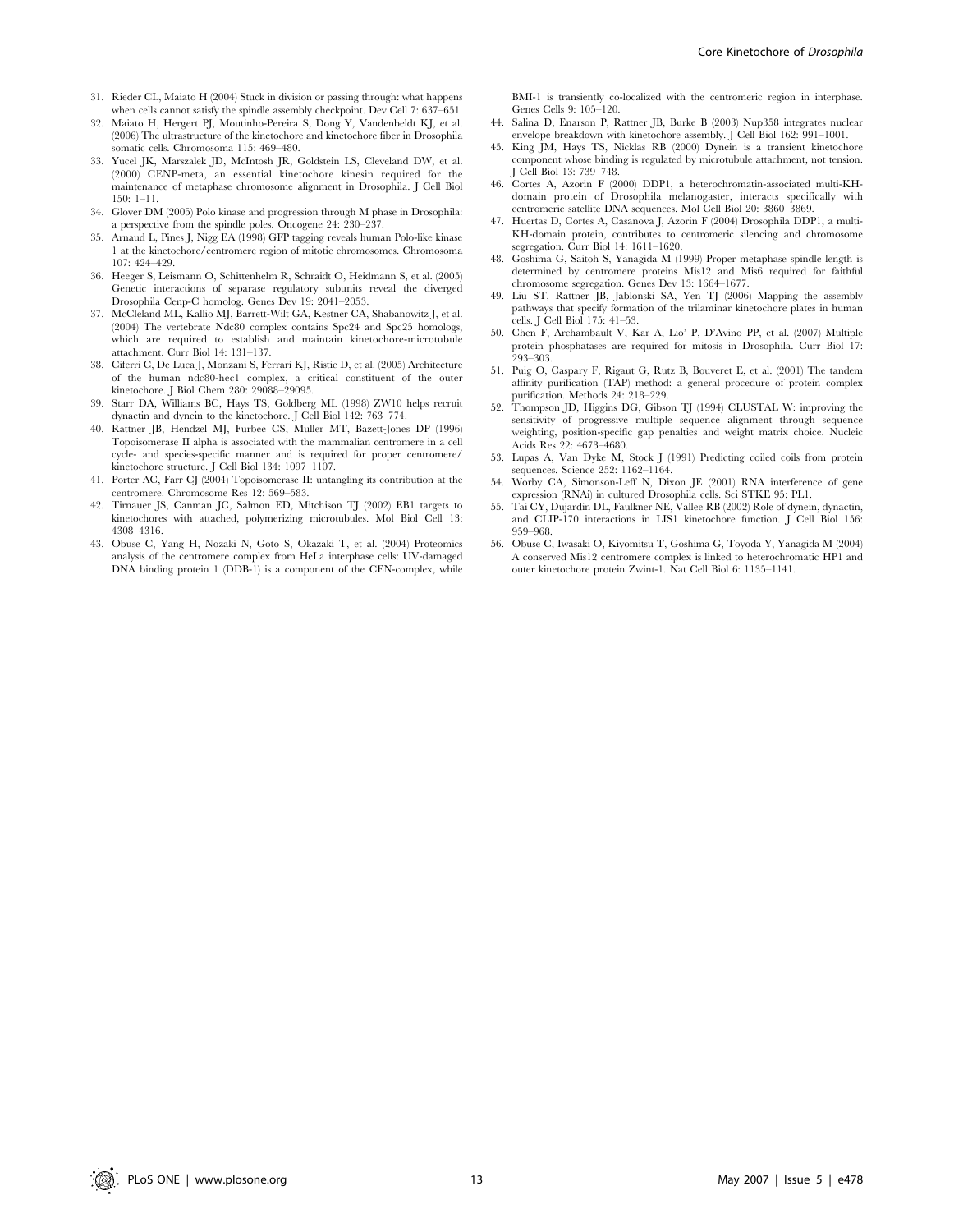31. Rieder CL, Maiato H (2004) Stuck in division or passing through: what happens when cells cannot satisfy the spindle assembly checkpoint. Dev Cell 7: 637–651.
32. Maiato H, Hergert PJ, Moutinho-Pereira S, Dong Y, Vandenbeldt KJ, et al. (2006) The ultrastructure of the kinetochore and kinetochore fiber in Drosophila somatic cells. Chromosoma 115: 469–480.
33. Yucel JK, Marszalek JD, McIntosh JR, Goldstein LS, Cleveland DW, et al. (2000) CENP-meta, an essential kinetochore kinesin required for the maintenance of metaphase chromosome alignment in Drosophila. J Cell Biol 150: 1–11.
34. Glover DM (2005) Polo kinase and progression through M phase in Drosophila: a perspective from the spindle poles. Oncogene 24: 230–237.
35. Arnaud L, Pines J, Nigg EA (1998) GFP tagging reveals human Polo-like kinase 1 at the kinetochore/centromere region of mitotic chromosomes. Chromosoma 107: 424–429.
36. Heeger S, Leismann O, Schittenhelm R, Schraidt O, Heidmann S, et al. (2005) Genetic interactions of separase regulatory subunits reveal the diverged Drosophila Cenp-C homolog. Genes Dev 19: 2041–2053.
37. McCleland ML, Kallio MJ, Barrett-Wilt GA, Kestner CA, Shabanowitz J, et al. (2004) The vertebrate Ndc80 complex contains Spc24 and Spc25 homologs, which are required to establish and maintain kinetochore-microtubule attachment. Curr Biol 14: 131–137.
38. Ciferri C, De Luca J, Monzani S, Ferrari KJ, Ristic D, et al. (2005) Architecture of the human ndc80-hec1 complex, a critical constituent of the outer kinetochore. J Biol Chem 280: 29088–29095.
39. Starr DA, Williams BC, Hays TS, Goldberg ML (1998) ZW10 helps recruit dynactin and dynein to the kinetochore. J Cell Biol 142: 763–774.
40. Rattner JB, Hendzel MJ, Furbee CS, Muller MT, Bazett-Jones DP (1996) Topoisomerase II alpha is associated with the mammalian centromere in a cell cycle- and species-specific manner and is required for proper centromere/kinetochore structure. J Cell Biol 134: 1097–1107.
41. Porter AC, Farr CJ (2004) Topoisomerase II: untangling its contribution at the centromere. Chromosome Res 12: 569–583.
42. Tirnauer JS, Canman JC, Salmon ED, Mitchison TJ (2002) EB1 targets to kinetochores with attached, polymerizing microtubules. Mol Biol Cell 13: 4308–4316.
43. Obuse C, Yang H, Nozaki N, Goto S, Okazaki T, et al. (2004) Proteomics analysis of the centromere complex from HeLa interphase cells: UV-damaged DNA binding protein 1 (DDB-1) is a component of the CEN-complex, while BMI-1 is transiently co-localized with the centromeric region in interphase. Genes Cells 9: 105–120.
44. Salina D, Enarson P, Rattner JB, Burke B (2003) Nup358 integrates nuclear envelope breakdown with kinetochore assembly. J Cell Biol 162: 991–1001.
45. King JM, Hays TS, Nicklas RB (2000) Dynein is a transient kinetochore component whose binding is regulated by microtubule attachment, not tension. J Cell Biol 13: 739–748.
46. Cortes A, Azorin F (2000) DDP1, a heterochromatin-associated multi-KH-domain protein of Drosophila melanogaster, interacts specifically with centromeric satellite DNA sequences. Mol Cell Biol 20: 3860–3869.
47. Huertas D, Cortes A, Casanova J, Azorin F (2004) Drosophila DDP1, a multi-KH-domain protein, contributes to centromeric silencing and chromosome segregation. Curr Biol 14: 1611–1620.
48. Goshima G, Saitoh S, Yanagida M (1999) Proper metaphase spindle length is determined by centromere proteins Mis12 and Mis6 required for faithful chromosome segregation. Genes Dev 13: 1664–1677.
49. Liu ST, Rattner JB, Jablonski SA, Yen TJ (2006) Mapping the assembly pathways that specify formation of the trilaminar kinetochore plates in human cells. J Cell Biol 175: 41–53.
50. Chen F, Archambault V, Kar A, Lio' P, D'Avino PP, et al. (2007) Multiple protein phosphatases are required for mitosis in Drosophila. Curr Biol 17: 293–303.
51. Puig O, Caspary F, Rigaut G, Rutz B, Bouveret E, et al. (2001) The tandem affinity purification (TAP) method: a general procedure of protein complex purification. Methods 24: 218–229.
52. Thompson JD, Higgins DG, Gibson TJ (1994) CLUSTAL W: improving the sensitivity of progressive multiple sequence alignment through sequence weighting, position-specific gap penalties and weight matrix choice. Nucleic Acids Res 22: 4673–4680.
53. Lupas A, Van Dyke M, Stock J (1991) Predicting coiled coils from protein sequences. Science 252: 1162–1164.
54. Worby CA, Simonson-Leff N, Dixon JE (2001) RNA interference of gene expression (RNAi) in cultured Drosophila cells. Sci STKE 95: PL1.
55. Tai CY, Dujardin DL, Faulkner NE, Vallee RB (2002) Role of dynein, dynactin, and CLIP-170 interactions in LIS1 kinetochore function. J Cell Biol 156: 959–968.
56. Obuse C, Iwasaki O, Kiyomitsu T, Goshima G, Toyoda Y, Yanagida M (2004) A conserved Mis12 centromere complex is linked to heterochromatic HP1 and outer kinetochore protein Zwint-1. Nat Cell Biol 6: 1135–1141.